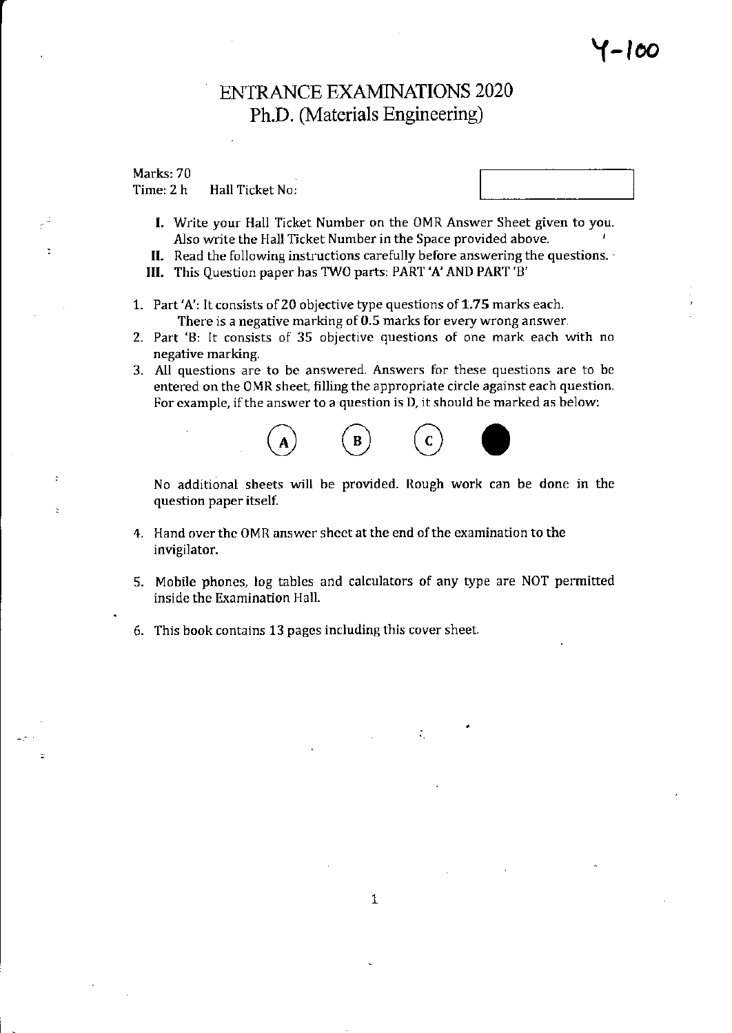Y-100

# ENTRANCE EXAMINATIONS 2020
## Ph.D. (Materials Engineering)

Marks: 70
Time: 2 h Hall Ticket No:

**I.** Write your Hall Ticket Number on the OMR Answer Sheet given to you. Also write the Hall Ticket Number in the Space provided above.
**II.** Read the following instructions carefully before answering the questions.
**III.** This Question paper has TWO parts: PART 'A' AND PART 'B'

1. Part 'A': It consists of 20 objective type questions of **1.75** marks each. There is a negative marking of **0.5** marks for every wrong answer.
2. Part 'B: It consists of 35 objective questions of one mark each with no negative marking.
3. All questions are to be answered. Answers for these questions are to be entered on the OMR sheet, filling the appropriate circle against each question. For example, if the answer to a question is D, it should be marked as below:

   (A) (B) (C) ●

   No additional sheets will be provided. Rough work can be done in the question paper itself.

4. Hand over the OMR answer sheet at the end of the examination to the invigilator.
5. Mobile phones, log tables and calculators of any type are NOT permitted inside the Examination Hall.
6. This book contains 13 pages including this cover sheet.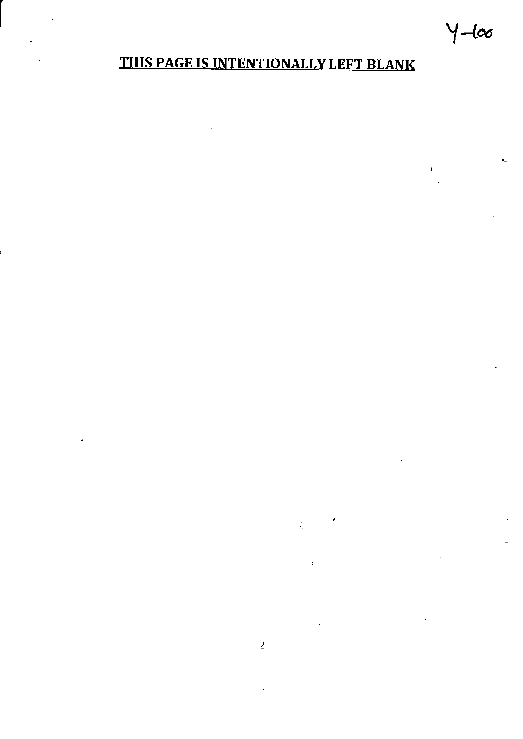Y–100

**THIS PAGE IS INTENTIONALLY LEFT BLANK**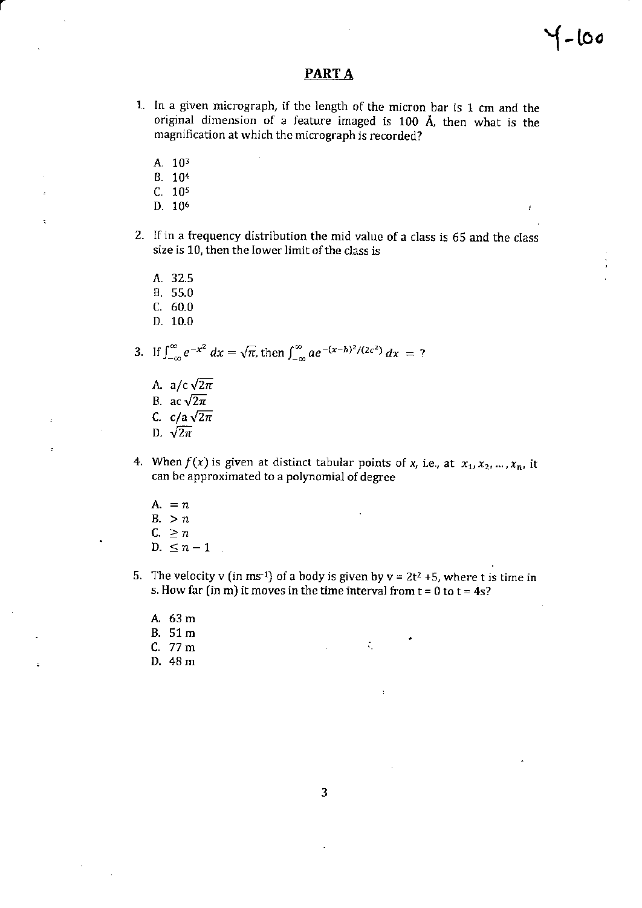## PART A

1. In a given micrograph, if the length of the micron bar is 1 cm and the original dimension of a feature imaged is 100 Å, then what is the magnification at which the micrograph is recorded?

   A. $10^3$
   B. $10^4$
   C. $10^5$
   D. $10^6$

2. If in a frequency distribution the mid value of a class is 65 and the class size is 10, then the lower limit of the class is

   A. 32.5
   B. 55.0
   C. 60.0
   D. 10.0

3. If $\int_{-\infty}^{\infty} e^{-x^2}\, dx = \sqrt{\pi}$, then $\int_{-\infty}^{\infty} a e^{-(x-b)^2/(2c^2)}\, dx = ?$

   A. $a/c\sqrt{2\pi}$
   B. $ac\sqrt{2\pi}$
   C. $c/a\sqrt{2\pi}$
   D. $\sqrt{2\pi}$

4. When $f(x)$ is given at distinct tabular points of $x$, i.e., at $x_1, x_2, \ldots, x_n$, it can be approximated to a polynomial of degree

   A. $= n$
   B. $> n$
   C. $\geq n$
   D. $\leq n - 1$

5. The velocity v (in $ms^{-1}$) of a body is given by $v = 2t^2 + 5$, where t is time in s. How far (in m) it moves in the time interval from t = 0 to t = 4s?

   A. 63 m
   B. 51 m
   C. 77 m
   D. 48 m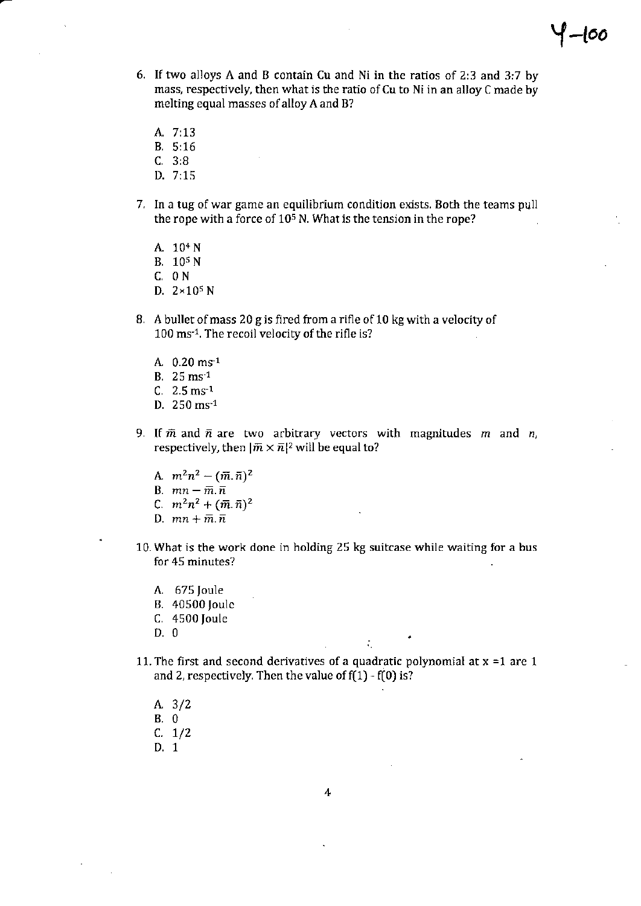6. If two alloys A and B contain Cu and Ni in the ratios of 2:3 and 3:7 by mass, respectively, then what is the ratio of Cu to Ni in an alloy C made by melting equal masses of alloy A and B?

   A. 7:13
   B. 5:16
   C. 3:8
   D. 7:15

7. In a tug of war game an equilibrium condition exists. Both the teams pull the rope with a force of $10^5$ N. What is the tension in the rope?

   A. $10^4$ N
   B. $10^5$ N
   C. 0 N
   D. $2\times10^5$ N

8. A bullet of mass 20 g is fired from a rifle of 10 kg with a velocity of 100 $ms^{-1}$. The recoil velocity of the rifle is?

   A. 0.20 $ms^{-1}$
   B. 25 $ms^{-1}$
   C. 2.5 $ms^{-1}$
   D. 250 $ms^{-1}$

9. If $\bar{m}$ and $\bar{n}$ are two arbitrary vectors with magnitudes $m$ and $n$, respectively, then $|\bar{m} \times \bar{n}|^2$ will be equal to?

   A. $m^2n^2 - (\bar{m}.\bar{n})^2$
   B. $mn - \bar{m}.\bar{n}$
   C. $m^2n^2 + (\bar{m}.\bar{n})^2$
   D. $mn + \bar{m}.\bar{n}$

10. What is the work done in holding 25 kg suitcase while waiting for a bus for 45 minutes?

    A. 675 Joule
    B. 40500 Joule
    C. 4500 Joule
    D. 0

11. The first and second derivatives of a quadratic polynomial at x =1 are 1 and 2, respectively. Then the value of f(1) - f(0) is?

    A. 3/2
    B. 0
    C. 1/2
    D. 1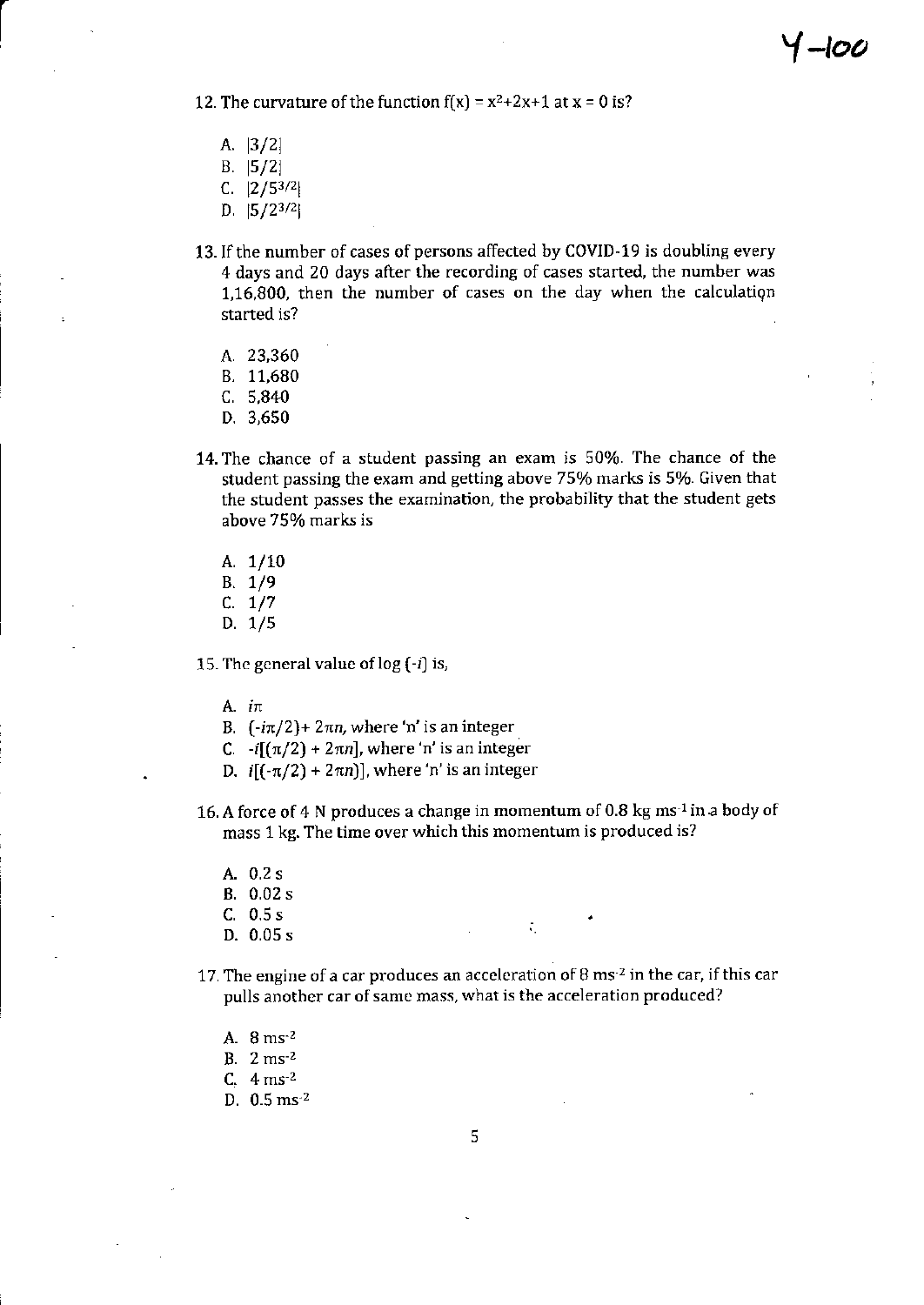12. The curvature of the function $f(x) = x^2+2x+1$ at $x = 0$ is?

   A. $|3/2|$
   B. $|5/2|$
   C. $|2/5^{3/2}|$
   D. $|5/2^{3/2}|$

13. If the number of cases of persons affected by COVID-19 is doubling every 4 days and 20 days after the recording of cases started, the number was 1,16,800, then the number of cases on the day when the calculation started is?

   A. 23,360
   B. 11,680
   C. 5,840
   D. 3,650

14. The chance of a student passing an exam is 50%. The chance of the student passing the exam and getting above 75% marks is 5%. Given that the student passes the examination, the probability that the student gets above 75% marks is

   A. 1/10
   B. 1/9
   C. 1/7
   D. 1/5

15. The general value of $\log(-i)$ is,

   A. $i\pi$
   B. $(-i\pi/2)+ 2\pi n$, where 'n' is an integer
   C. $-i[(\pi/2) + 2\pi n]$, where 'n' is an integer
   D. $i[(-\pi/2) + 2\pi n)]$, where 'n' is an integer

16. A force of 4 N produces a change in momentum of 0.8 kg $ms^{-1}$ in a body of mass 1 kg. The time over which this momentum is produced is?

   A. 0.2 s
   B. 0.02 s
   C. 0.5 s
   D. 0.05 s

17. The engine of a car produces an acceleration of 8 $ms^{-2}$ in the car, if this car pulls another car of same mass, what is the acceleration produced?

   A. 8 $ms^{-2}$
   B. 2 $ms^{-2}$
   C. 4 $ms^{-2}$
   D. 0.5 $ms^{-2}$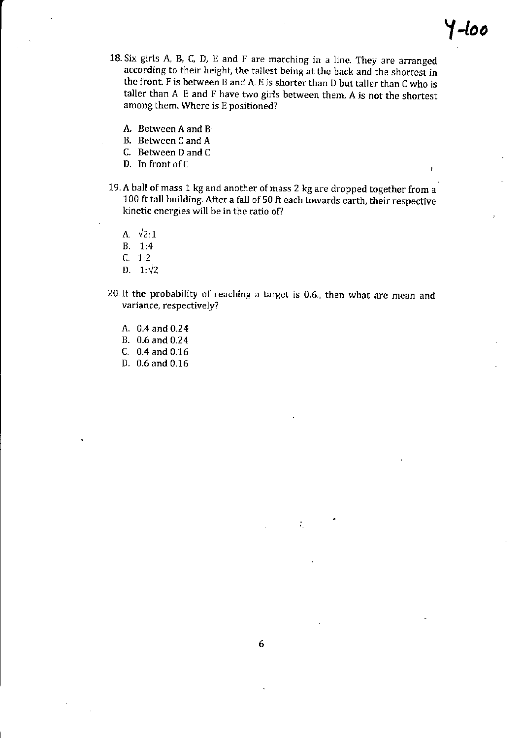18. Six girls A, B, C, D, E and F are marching in a line. They are arranged according to their height, the tallest being at the back and the shortest in the front. F is between B and A. E is shorter than D but taller than C who is taller than A. E and F have two girls between them. A is not the shortest among them. Where is E positioned?

   A. Between A and B
   B. Between C and A
   C. Between D and C
   D. In front of C

19. A ball of mass 1 kg and another of mass 2 kg are dropped together from a 100 ft tall building. After a fall of 50 ft each towards earth, their respective kinetic energies will be in the ratio of?

   A. $\sqrt{2}:1$
   B. 1:4
   C. 1:2
   D. $1:\sqrt{2}$

20. If the probability of reaching a target is 0.6., then what are mean and variance, respectively?

   A. 0.4 and 0.24
   B. 0.6 and 0.24
   C. 0.4 and 0.16
   D. 0.6 and 0.16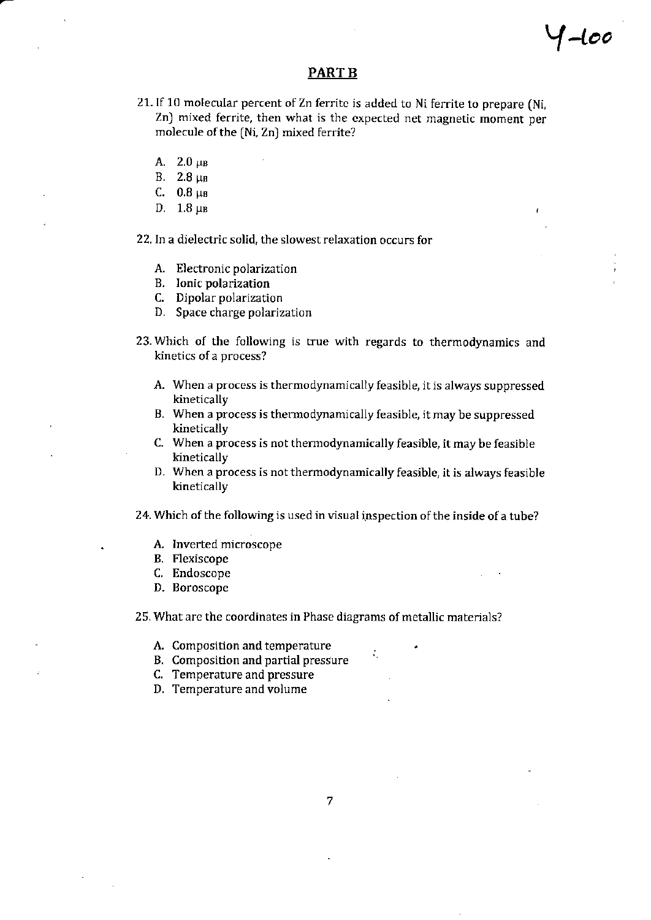Y-100

## PART B

21. If 10 molecular percent of Zn ferrite is added to Ni ferrite to prepare (Ni, Zn) mixed ferrite, then what is the expected net magnetic moment per molecule of the (Ni, Zn) mixed ferrite?

   A. $2.0\ \mu_B$
   B. $2.8\ \mu_B$
   C. $0.8\ \mu_B$
   D. $1.8\ \mu_B$

22. In a dielectric solid, the slowest relaxation occurs for

   A. Electronic polarization
   B. Ionic polarization
   C. Dipolar polarization
   D. Space charge polarization

23. Which of the following is true with regards to thermodynamics and kinetics of a process?

   A. When a process is thermodynamically feasible, it is always suppressed kinetically
   B. When a process is thermodynamically feasible, it may be suppressed kinetically
   C. When a process is not thermodynamically feasible, it may be feasible kinetically
   D. When a process is not thermodynamically feasible, it is always feasible kinetically

24. Which of the following is used in visual inspection of the inside of a tube?

   A. Inverted microscope
   B. Flexiscope
   C. Endoscope
   D. Boroscope

25. What are the coordinates in Phase diagrams of metallic materials?

   A. Composition and temperature
   B. Composition and partial pressure
   C. Temperature and pressure
   D. Temperature and volume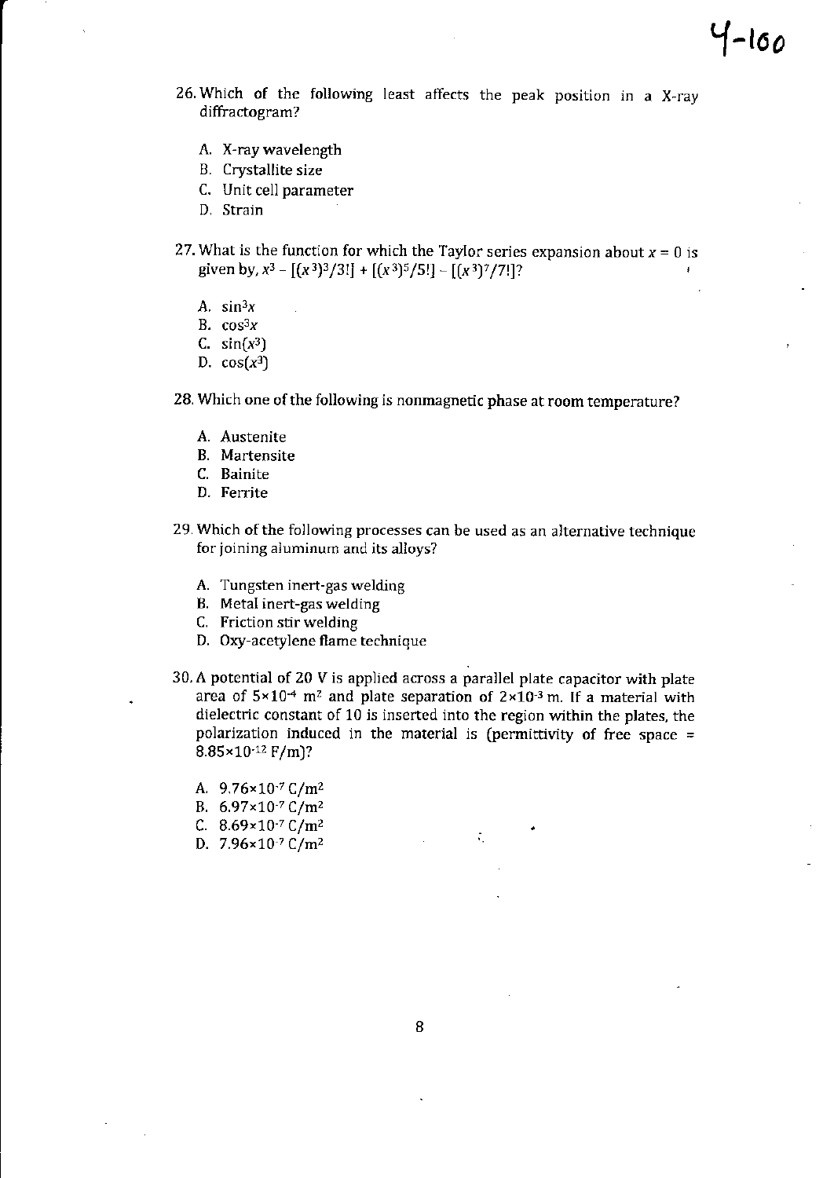26. Which of the following least affects the peak position in a X-ray diffractogram?

    A. X-ray wavelength
    B. Crystallite size
    C. Unit cell parameter
    D. Strain

27. What is the function for which the Taylor series expansion about $x = 0$ is given by, $x^3 - [(x^3)^3/3!] + [(x^3)^5/5!] - [(x^3)^7/7!]$?

    A. $\sin^3 x$
    B. $\cos^3 x$
    C. $\sin(x^3)$
    D. $\cos(x^3)$

28. Which one of the following is nonmagnetic phase at room temperature?

    A. Austenite
    B. Martensite
    C. Bainite
    D. Ferrite

29. Which of the following processes can be used as an alternative technique for joining aluminum and its alloys?

    A. Tungsten inert-gas welding
    B. Metal inert-gas welding
    C. Friction stir welding
    D. Oxy-acetylene flame technique

30. A potential of 20 V is applied across a parallel plate capacitor with plate area of $5\times10^{-4}$ m$^2$ and plate separation of $2\times10^{-3}$ m. If a material with dielectric constant of 10 is inserted into the region within the plates, the polarization induced in the material is (permittivity of free space = $8.85\times10^{-12}$ F/m)?

    A. $9.76\times10^{-7}$ C/m$^2$
    B. $6.97\times10^{-7}$ C/m$^2$
    C. $8.69\times10^{-7}$ C/m$^2$
    D. $7.96\times10^{-7}$ C/m$^2$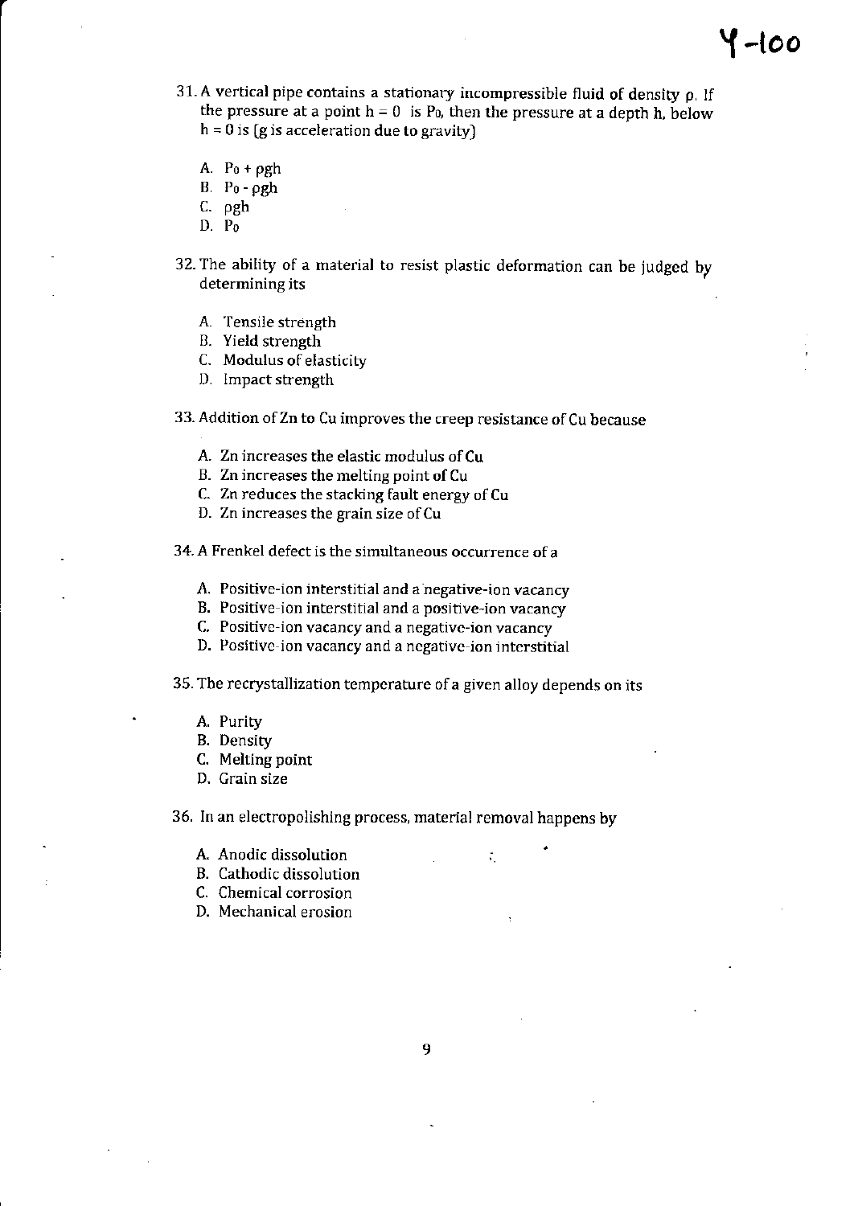31. A vertical pipe contains a stationary incompressible fluid of density $\rho$. If the pressure at a point $h = 0$ is $P_0$, then the pressure at a depth h, below $h = 0$ is (g is acceleration due to gravity)

   A. $P_0 + \rho gh$
   B. $P_0 - \rho gh$
   C. $\rho gh$
   D. $P_0$

32. The ability of a material to resist plastic deformation can be judged by determining its

   A. Tensile strength
   B. Yield strength
   C. Modulus of elasticity
   D. Impact strength

33. Addition of Zn to Cu improves the creep resistance of Cu because

   A. Zn increases the elastic modulus of Cu
   B. Zn increases the melting point of Cu
   C. Zn reduces the stacking fault energy of Cu
   D. Zn increases the grain size of Cu

34. A Frenkel defect is the simultaneous occurrence of a

   A. Positive-ion interstitial and a negative-ion vacancy
   B. Positive-ion interstitial and a positive-ion vacancy
   C. Positive-ion vacancy and a negative-ion vacancy
   D. Positive-ion vacancy and a negative-ion interstitial

35. The recrystallization temperature of a given alloy depends on its

   A. Purity
   B. Density
   C. Melting point
   D. Grain size

36. In an electropolishing process, material removal happens by

   A. Anodic dissolution
   B. Cathodic dissolution
   C. Chemical corrosion
   D. Mechanical erosion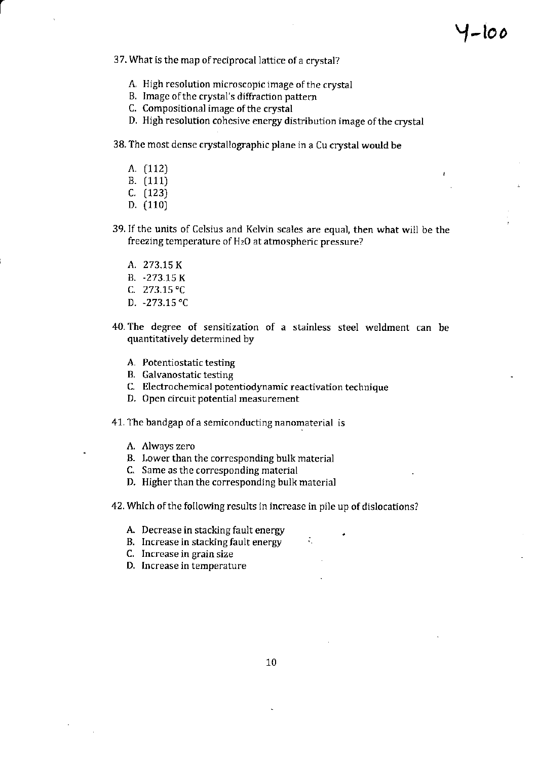Y-100

37. What is the map of reciprocal lattice of a crystal?

   A. High resolution microscopic image of the crystal
   B. Image of the crystal's diffraction pattern
   C. Compositional image of the crystal
   D. High resolution cohesive energy distribution image of the crystal

38. The most dense crystallographic plane in a Cu crystal would be

   A. (112)
   B. (111)
   C. (123)
   D. (110)

39. If the units of Celsius and Kelvin scales are equal, then what will be the freezing temperature of $H_2O$ at atmospheric pressure?

   A. 273.15 K
   B. -273.15 K
   C. 273.15 °C
   D. -273.15 °C

40. The degree of sensitization of a stainless steel weldment can be quantitatively determined by

   A. Potentiostatic testing
   B. Galvanostatic testing
   C. Electrochemical potentiodynamic reactivation technique
   D. Open circuit potential measurement

41. The bandgap of a semiconducting nanomaterial is

   A. Always zero
   B. Lower than the corresponding bulk material
   C. Same as the corresponding material
   D. Higher than the corresponding bulk material

42. Which of the following results in increase in pile up of dislocations?

   A. Decrease in stacking fault energy
   B. Increase in stacking fault energy
   C. Increase in grain size
   D. Increase in temperature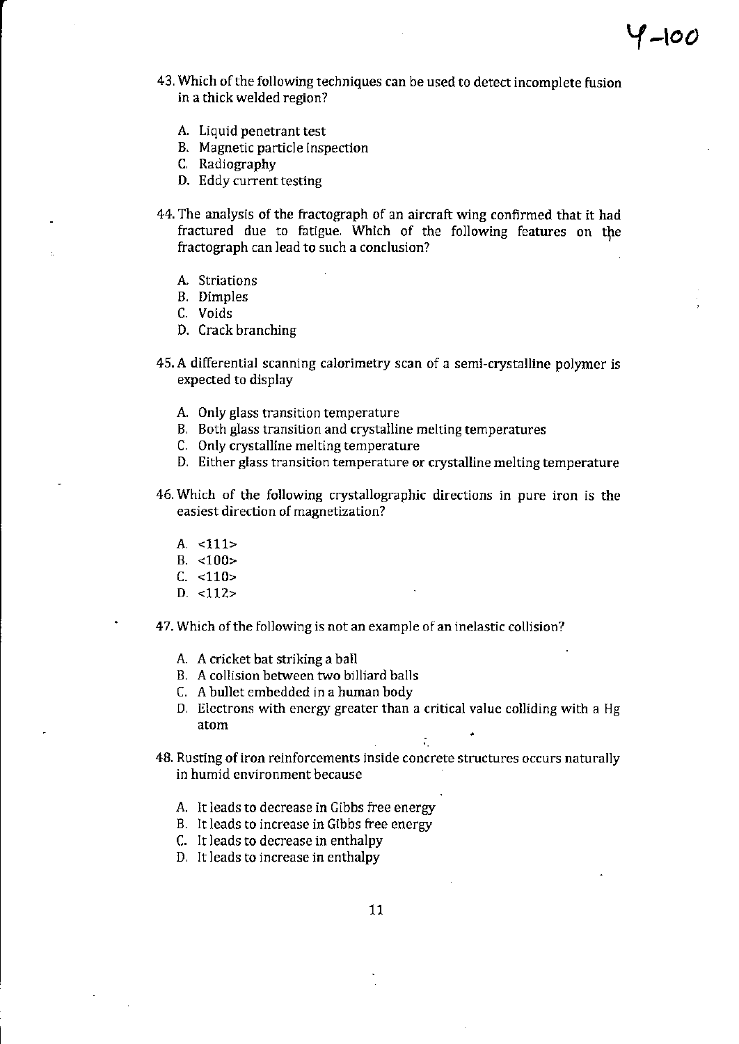43. Which of the following techniques can be used to detect incomplete fusion in a thick welded region?

   A. Liquid penetrant test
   B. Magnetic particle inspection
   C. Radiography
   D. Eddy current testing

44. The analysis of the fractograph of an aircraft wing confirmed that it had fractured due to fatigue. Which of the following features on the fractograph can lead to such a conclusion?

   A. Striations
   B. Dimples
   C. Voids
   D. Crack branching

45. A differential scanning calorimetry scan of a semi-crystalline polymer is expected to display

   A. Only glass transition temperature
   B. Both glass transition and crystalline melting temperatures
   C. Only crystalline melting temperature
   D. Either glass transition temperature or crystalline melting temperature

46. Which of the following crystallographic directions in pure iron is the easiest direction of magnetization?

   A. <111>
   B. <100>
   C. <110>
   D. <112>

47. Which of the following is not an example of an inelastic collision?

   A. A cricket bat striking a ball
   B. A collision between two billiard balls
   C. A bullet embedded in a human body
   D. Electrons with energy greater than a critical value colliding with a Hg atom

48. Rusting of iron reinforcements inside concrete structures occurs naturally in humid environment because

   A. It leads to decrease in Gibbs free energy
   B. It leads to increase in Gibbs free energy
   C. It leads to decrease in enthalpy
   D. It leads to increase in enthalpy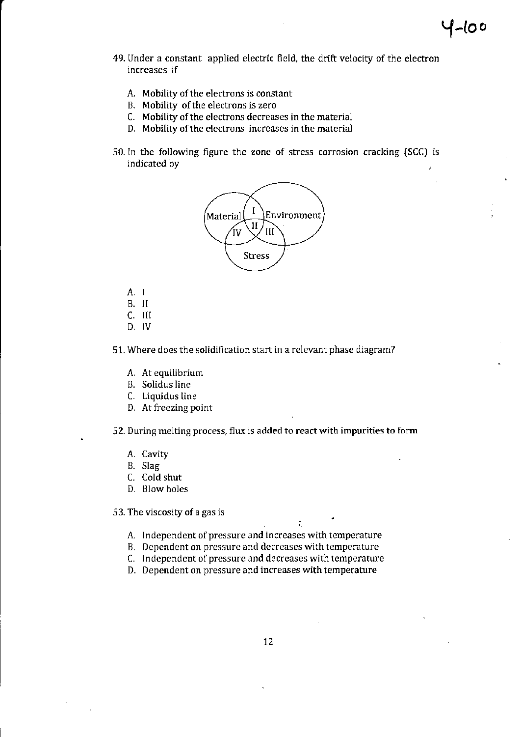49. Under a constant applied electric field, the drift velocity of the electron increases if

   A. Mobility of the electrons is constant
   B. Mobility of the electrons is zero
   C. Mobility of the electrons decreases in the material
   D. Mobility of the electrons increases in the material

50. In the following figure the zone of stress corrosion cracking (SCC) is indicated by

   A. I
   B. II
   C. III
   D. IV

51. Where does the solidification start in a relevant phase diagram?

   A. At equilibrium
   B. Solidus line
   C. Liquidus line
   D. At freezing point

52. During melting process, flux is added to react with impurities to form

   A. Cavity
   B. Slag
   C. Cold shut
   D. Blow holes

53. The viscosity of a gas is

   A. Independent of pressure and increases with temperature
   B. Dependent on pressure and decreases with temperature
   C. Independent of pressure and decreases with temperature
   D. Dependent on pressure and increases with temperature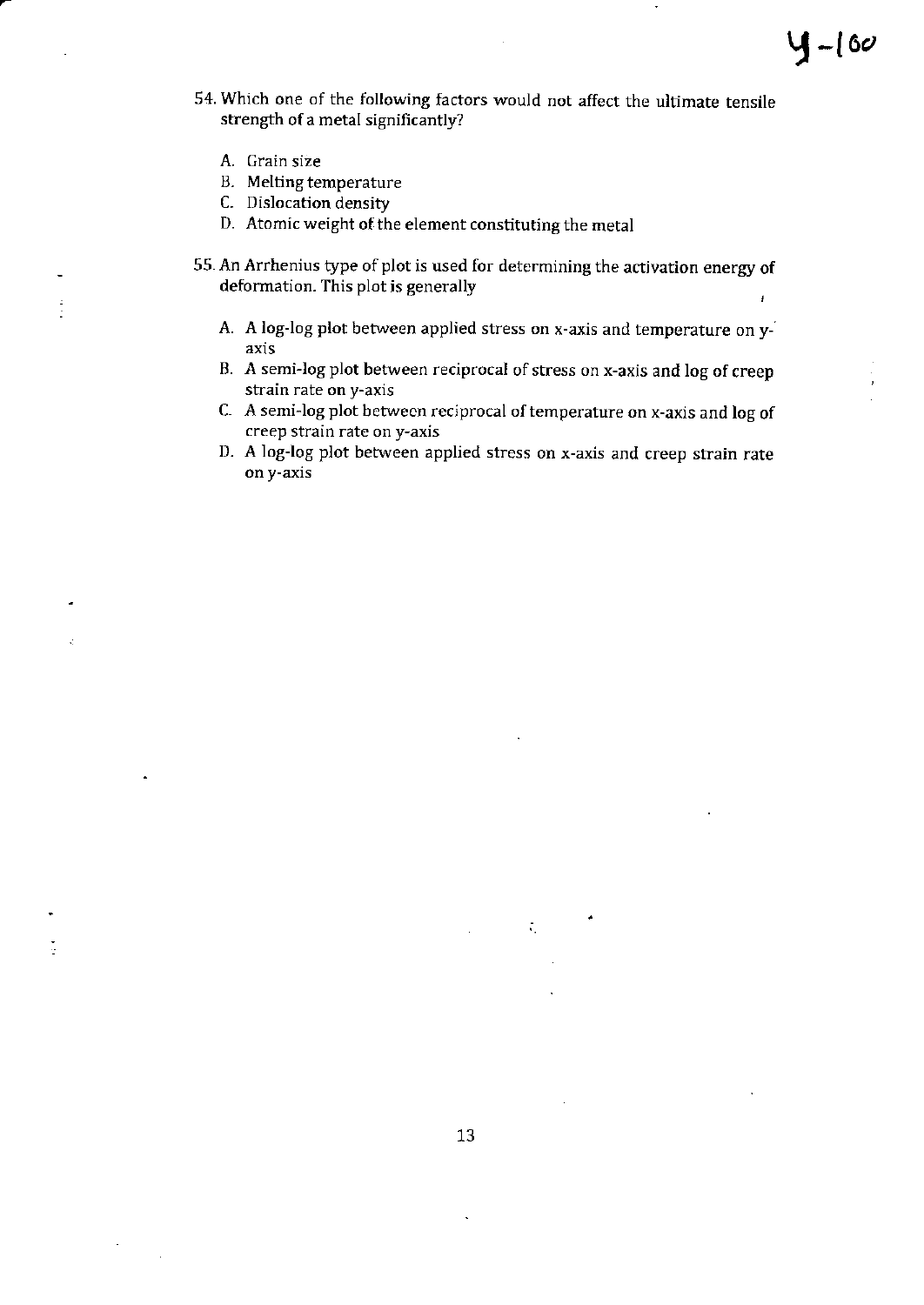54. Which one of the following factors would not affect the ultimate tensile strength of a metal significantly?

   A. Grain size
   B. Melting temperature
   C. Dislocation density
   D. Atomic weight of the element constituting the metal

55. An Arrhenius type of plot is used for determining the activation energy of deformation. This plot is generally

   A. A log-log plot between applied stress on x-axis and temperature on y-axis
   B. A semi-log plot between reciprocal of stress on x-axis and log of creep strain rate on y-axis
   C. A semi-log plot between reciprocal of temperature on x-axis and log of creep strain rate on y-axis
   D. A log-log plot between applied stress on x-axis and creep strain rate on y-axis